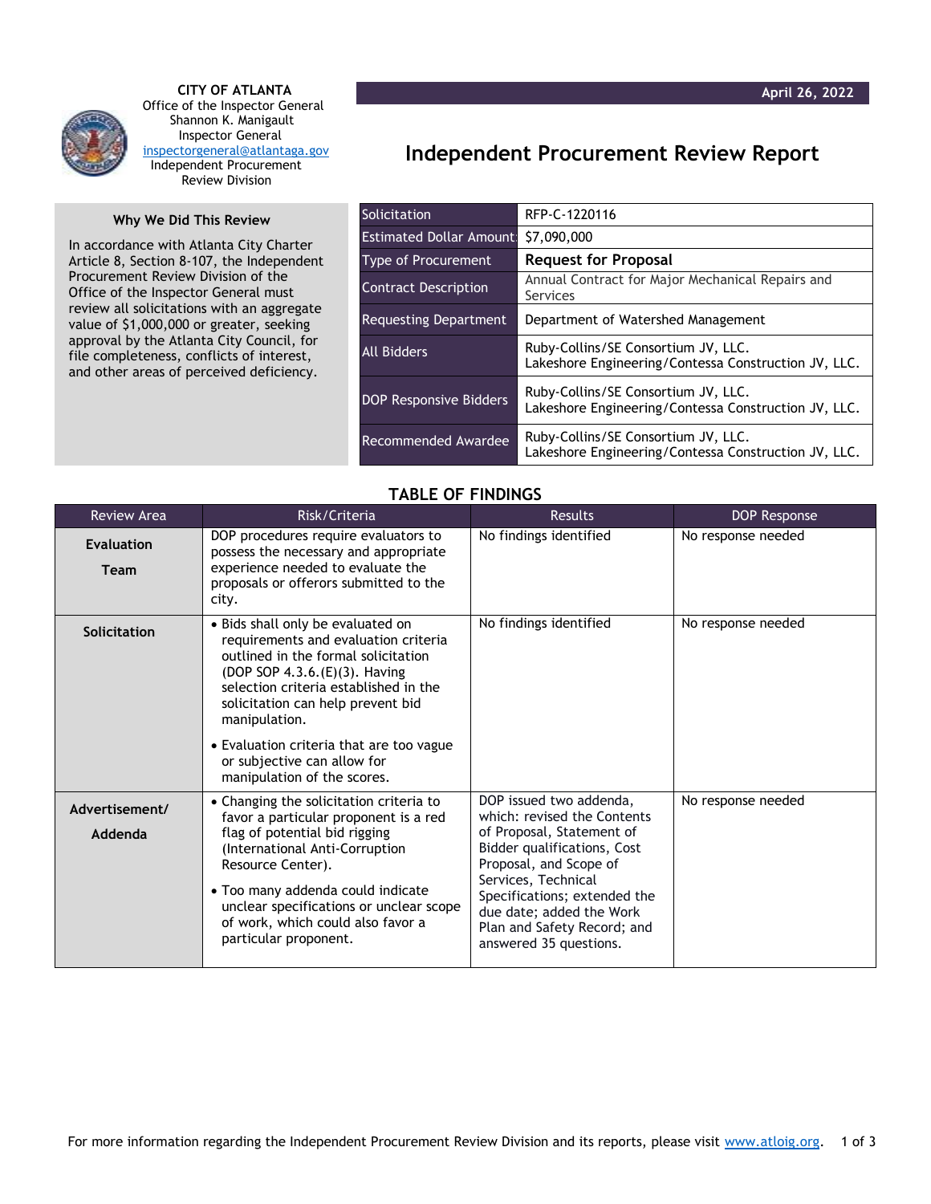**CITY OF ATLANTA**
Office of the Inspector General
Shannon K. Manigault
Inspector General
inspectorgeneral@atlantaga.gov
Independent Procurement Review Division

April 26, 2022

# Independent Procurement Review Report

## Why We Did This Review

In accordance with Atlanta City Charter Article 8, Section 8-107, the Independent Procurement Review Division of the Office of the Inspector General must review all solicitations with an aggregate value of $1,000,000 or greater, seeking approval by the Atlanta City Council, for file completeness, conflicts of interest, and other areas of perceived deficiency.

| | |
|---|---|
| Solicitation | RFP-C-1220116 |
| Estimated Dollar Amount | $7,090,000 |
| Type of Procurement | **Request for Proposal** |
| Contract Description | Annual Contract for Major Mechanical Repairs and Services |
| Requesting Department | Department of Watershed Management |
| All Bidders | Ruby-Collins/SE Consortium JV, LLC.<br>Lakeshore Engineering/Contessa Construction JV, LLC. |
| DOP Responsive Bidders | Ruby-Collins/SE Consortium JV, LLC.<br>Lakeshore Engineering/Contessa Construction JV, LLC. |
| Recommended Awardee | Ruby-Collins/SE Consortium JV, LLC.<br>Lakeshore Engineering/Contessa Construction JV, LLC. |

## TABLE OF FINDINGS

| Review Area | Risk/Criteria | Results | DOP Response |
|---|---|---|---|
| **Evaluation Team** | DOP procedures require evaluators to possess the necessary and appropriate experience needed to evaluate the proposals or offerors submitted to the city. | No findings identified | No response needed |
| **Solicitation** | • Bids shall only be evaluated on requirements and evaluation criteria outlined in the formal solicitation (DOP SOP 4.3.6.(E)(3). Having selection criteria established in the solicitation can help prevent bid manipulation.<br>• Evaluation criteria that are too vague or subjective can allow for manipulation of the scores. | No findings identified | No response needed |
| **Advertisement/ Addenda** | • Changing the solicitation criteria to favor a particular proponent is a red flag of potential bid rigging (International Anti-Corruption Resource Center).<br>• Too many addenda could indicate unclear specifications or unclear scope of work, which could also favor a particular proponent. | DOP issued two addenda, which: revised the Contents of Proposal, Statement of Bidder qualifications, Cost Proposal, and Scope of Services, Technical Specifications; extended the due date; added the Work Plan and Safety Record; and answered 35 questions. | No response needed |

For more information regarding the Independent Procurement Review Division and its reports, please visit www.atloig.org.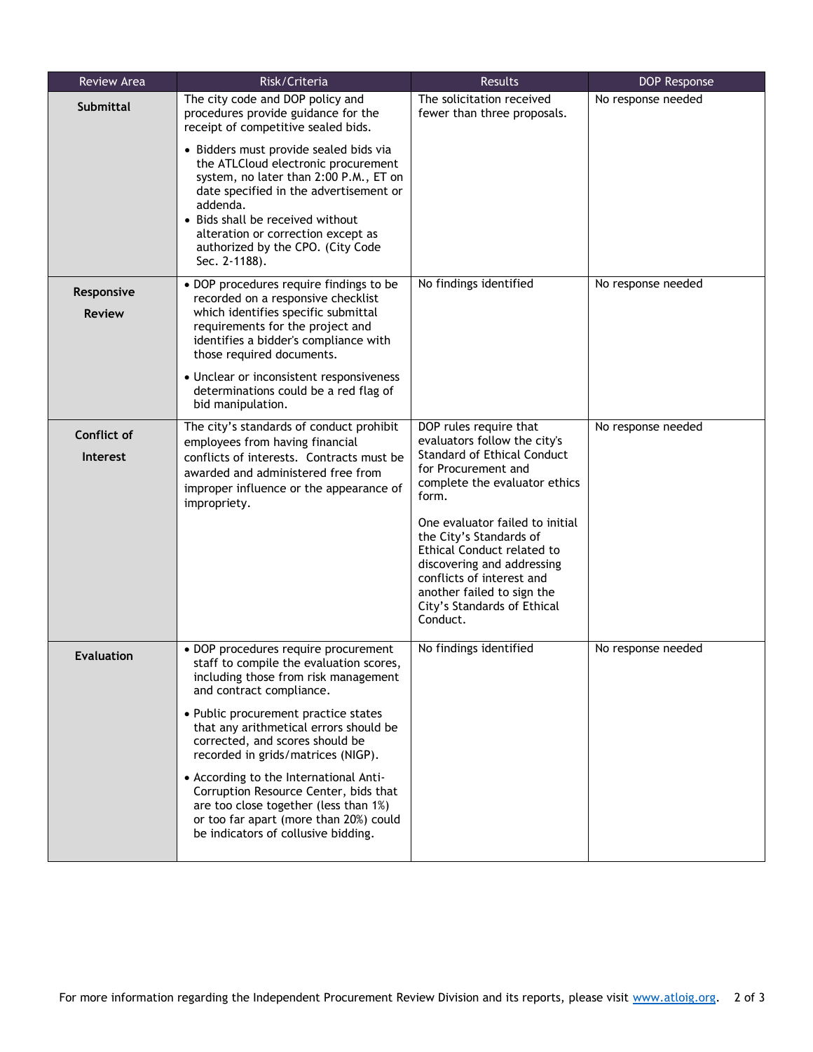| Review Area | Risk/Criteria | Results | DOP Response |
| --- | --- | --- | --- |
| **Submittal** | The city code and DOP policy and procedures provide guidance for the receipt of competitive sealed bids.<br>• Bidders must provide sealed bids via the ATLCloud electronic procurement system, no later than 2:00 P.M., ET on date specified in the advertisement or addenda.<br>• Bids shall be received without alteration or correction except as authorized by the CPO. (City Code Sec. 2-1188). | The solicitation received fewer than three proposals. | No response needed |
| **Responsive Review** | • DOP procedures require findings to be recorded on a responsive checklist which identifies specific submittal requirements for the project and identifies a bidder's compliance with those required documents.<br>• Unclear or inconsistent responsiveness determinations could be a red flag of bid manipulation. | No findings identified | No response needed |
| **Conflict of Interest** | The city's standards of conduct prohibit employees from having financial conflicts of interests. Contracts must be awarded and administered free from improper influence or the appearance of impropriety. | DOP rules require that evaluators follow the city's Standard of Ethical Conduct for Procurement and complete the evaluator ethics form.<br>One evaluator failed to initial the City's Standards of Ethical Conduct related to discovering and addressing conflicts of interest and another failed to sign the City's Standards of Ethical Conduct. | No response needed |
| **Evaluation** | • DOP procedures require procurement staff to compile the evaluation scores, including those from risk management and contract compliance.<br>• Public procurement practice states that any arithmetical errors should be corrected, and scores should be recorded in grids/matrices (NIGP).<br>• According to the International Anti-Corruption Resource Center, bids that are too close together (less than 1%) or too far apart (more than 20%) could be indicators of collusive bidding. | No findings identified | No response needed |

For more information regarding the Independent Procurement Review Division and its reports, please visit www.atloig.org.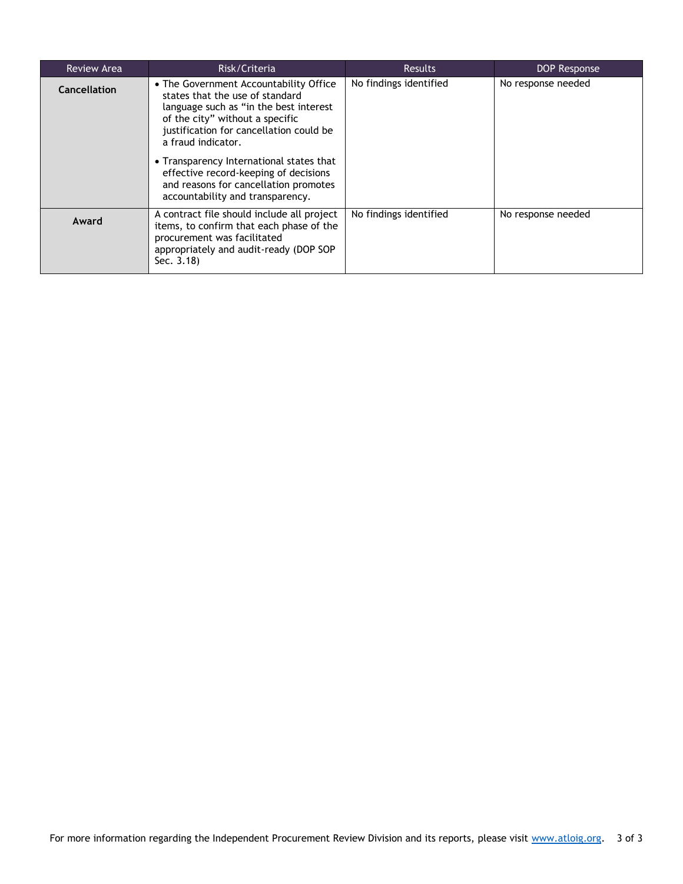| Review Area | Risk/Criteria | Results | DOP Response |
|---|---|---|---|
| **Cancellation** | • The Government Accountability Office states that the use of standard language such as "in the best interest of the city" without a specific justification for cancellation could be a fraud indicator.<br>• Transparency International states that effective record-keeping of decisions and reasons for cancellation promotes accountability and transparency. | No findings identified | No response needed |
| **Award** | A contract file should include all project items, to confirm that each phase of the procurement was facilitated appropriately and audit-ready (DOP SOP Sec. 3.18) | No findings identified | No response needed |

For more information regarding the Independent Procurement Review Division and its reports, please visit www.atloig.org.